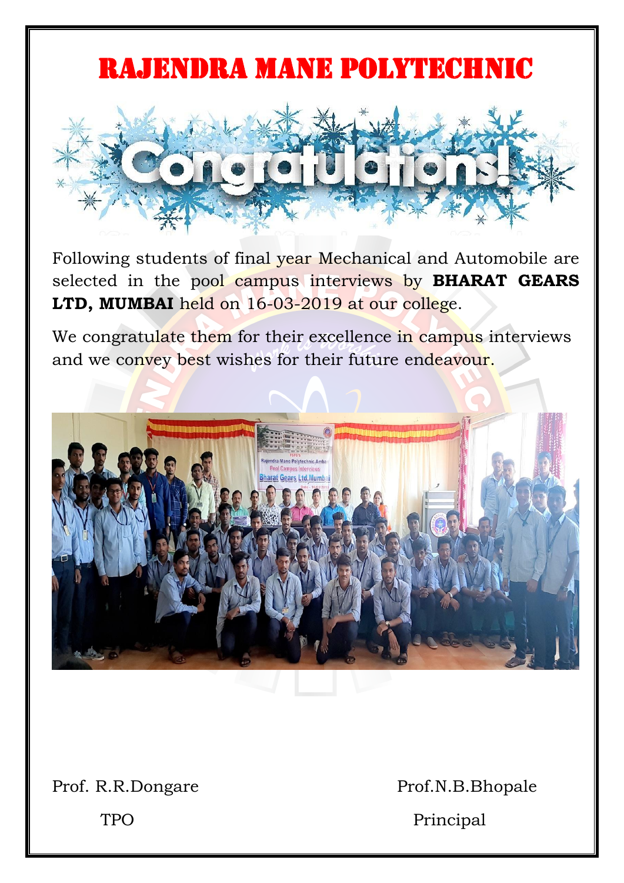# RAJENDRA MANE POLYTECHNIC

## Congratulations!

Following students of final year Mechanical and Automobile are selected in the pool campus interviews by **BHARAT GEARS LTD, MUMBAI** held on 16-03-2019 at our college.

We congratulate them for their excellence in campus interviews and we convey best wishes for their future endeavour.

Prof. R.R.Dongare
TPO

Prof.N.B.Bhopale
Principal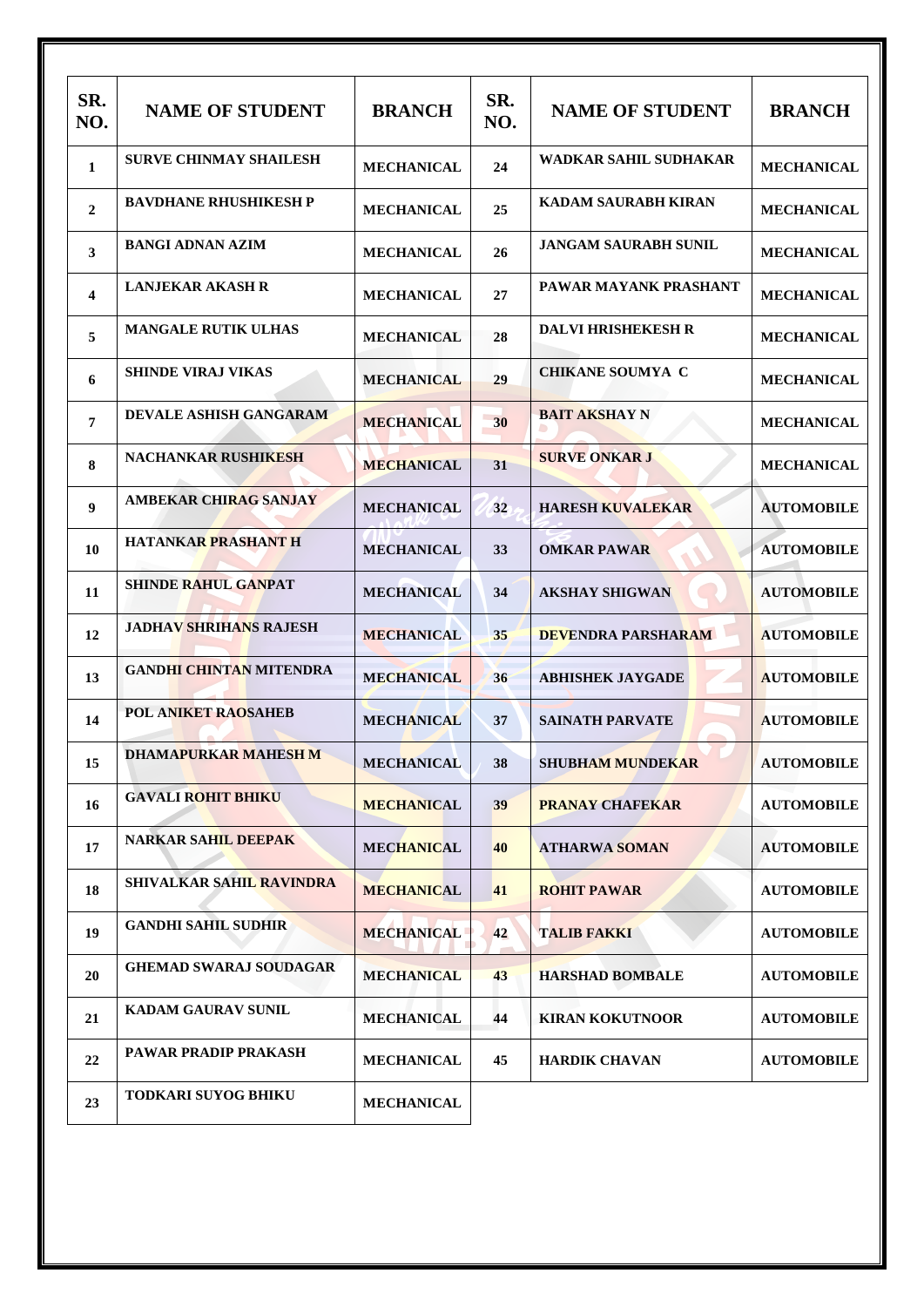| SR. NO. | NAME OF STUDENT | BRANCH | SR. NO. | NAME OF STUDENT | BRANCH |
|---|---|---|---|---|---|
| 1 | SURVE CHINMAY SHAILESH | MECHANICAL | 24 | WADKAR SAHIL SUDHAKAR | MECHANICAL |
| 2 | BAVDHANE RHUSHIKESH P | MECHANICAL | 25 | KADAM SAURABH KIRAN | MECHANICAL |
| 3 | BANGI ADNAN AZIM | MECHANICAL | 26 | JANGAM SAURABH SUNIL | MECHANICAL |
| 4 | LANJEKAR AKASH R | MECHANICAL | 27 | PAWAR MAYANK PRASHANT | MECHANICAL |
| 5 | MANGALE RUTIK ULHAS | MECHANICAL | 28 | DALVI HRISHEKESH R | MECHANICAL |
| 6 | SHINDE VIRAJ VIKAS | MECHANICAL | 29 | CHIKANE SOUMYA C | MECHANICAL |
| 7 | DEVALE ASHISH GANGARAM | MECHANICAL | 30 | BAIT AKSHAY N | MECHANICAL |
| 8 | NACHANKAR RUSHIKESH | MECHANICAL | 31 | SURVE ONKAR J | MECHANICAL |
| 9 | AMBEKAR CHIRAG SANJAY | MECHANICAL | 32 | HARESH KUVALEKAR | AUTOMOBILE |
| 10 | HATANKAR PRASHANT H | MECHANICAL | 33 | OMKAR PAWAR | AUTOMOBILE |
| 11 | SHINDE RAHUL GANPAT | MECHANICAL | 34 | AKSHAY SHIGWAN | AUTOMOBILE |
| 12 | JADHAV SHRIHANS RAJESH | MECHANICAL | 35 | DEVENDRA PARSHARAM | AUTOMOBILE |
| 13 | GANDHI CHINTAN MITENDRA | MECHANICAL | 36 | ABHISHEK JAYGADE | AUTOMOBILE |
| 14 | POL ANIKET RAOSAHEB | MECHANICAL | 37 | SAINATH PARVATE | AUTOMOBILE |
| 15 | DHAMAPURKAR MAHESH M | MECHANICAL | 38 | SHUBHAM MUNDEKAR | AUTOMOBILE |
| 16 | GAVALI ROHIT BHIKU | MECHANICAL | 39 | PRANAY CHAFEKAR | AUTOMOBILE |
| 17 | NARKAR SAHIL DEEPAK | MECHANICAL | 40 | ATHARWA SOMAN | AUTOMOBILE |
| 18 | SHIVALKAR SAHIL RAVINDRA | MECHANICAL | 41 | ROHIT PAWAR | AUTOMOBILE |
| 19 | GANDHI SAHIL SUDHIR | MECHANICAL | 42 | TALIB FAKKI | AUTOMOBILE |
| 20 | GHEMAD SWARAJ SOUDAGAR | MECHANICAL | 43 | HARSHAD BOMBALE | AUTOMOBILE |
| 21 | KADAM GAURAV SUNIL | MECHANICAL | 44 | KIRAN KOKUTNOOR | AUTOMOBILE |
| 22 | PAWAR PRADIP PRAKASH | MECHANICAL | 45 | HARDIK CHAVAN | AUTOMOBILE |
| 23 | TODKARI SUYOG BHIKU | MECHANICAL | | | |